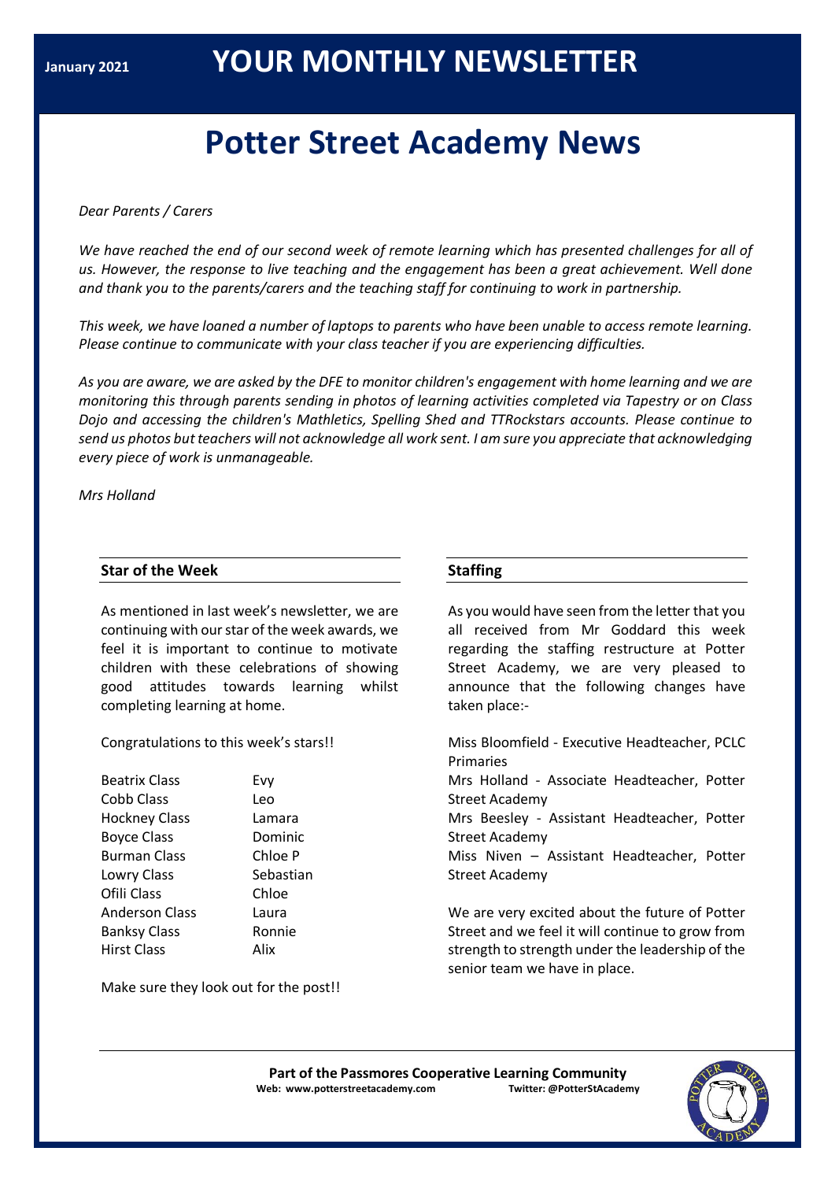January 2021

# YOUR MONTHLY NEWSLETTER

# Potter Street Academy News

*Dear Parents / Carers*

*We have reached the end of our second week of remote learning which has presented challenges for all of us. However, the response to live teaching and the engagement has been a great achievement. Well done and thank you to the parents/carers and the teaching staff for continuing to work in partnership.*

*This week, we have loaned a number of laptops to parents who have been unable to access remote learning. Please continue to communicate with your class teacher if you are experiencing difficulties.*

*As you are aware, we are asked by the DFE to monitor children's engagement with home learning and we are monitoring this through parents sending in photos of learning activities completed via Tapestry or on Class Dojo and accessing the children's Mathletics, Spelling Shed and TTRockstars accounts. Please continue to send us photos but teachers will not acknowledge all work sent. I am sure you appreciate that acknowledging every piece of work is unmanageable.*

*Mrs Holland*

## Star of the Week

As mentioned in last week's newsletter, we are continuing with our star of the week awards, we feel it is important to continue to motivate children with these celebrations of showing good attitudes towards learning whilst completing learning at home.

Congratulations to this week's stars!!

| Class | Star |
|---|---|
| Beatrix Class | Evy |
| Cobb Class | Leo |
| Hockney Class | Lamara |
| Boyce Class | Dominic |
| Burman Class | Chloe P |
| Lowry Class | Sebastian |
| Ofili Class | Chloe |
| Anderson Class | Laura |
| Banksy Class | Ronnie |
| Hirst Class | Alix |

Make sure they look out for the post!!

## Staffing

As you would have seen from the letter that you all received from Mr Goddard this week regarding the staffing restructure at Potter Street Academy, we are very pleased to announce that the following changes have taken place:-

Miss Bloomfield - Executive Headteacher, PCLC Primaries
Mrs Holland - Associate Headteacher, Potter Street Academy
Mrs Beesley - Assistant Headteacher, Potter Street Academy
Miss Niven – Assistant Headteacher, Potter Street Academy

We are very excited about the future of Potter Street and we feel it will continue to grow from strength to strength under the leadership of the senior team we have in place.

**Part of the Passmores Cooperative Learning Community**
**Web: www.potterstreetacademy.com** **Twitter: @PotterStAcademy**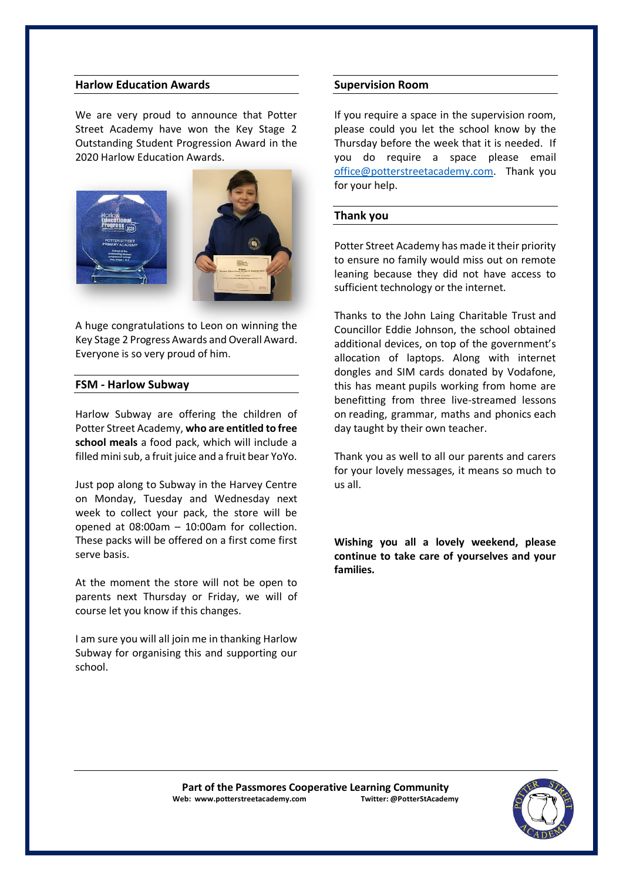## Harlow Education Awards

We are very proud to announce that Potter Street Academy have won the Key Stage 2 Outstanding Student Progression Award in the 2020 Harlow Education Awards.

A huge congratulations to Leon on winning the Key Stage 2 Progress Awards and Overall Award. Everyone is so very proud of him.

## FSM - Harlow Subway

Harlow Subway are offering the children of Potter Street Academy, **who are entitled to free school meals** a food pack, which will include a filled mini sub, a fruit juice and a fruit bear YoYo.

Just pop along to Subway in the Harvey Centre on Monday, Tuesday and Wednesday next week to collect your pack, the store will be opened at 08:00am – 10:00am for collection. These packs will be offered on a first come first serve basis.

At the moment the store will not be open to parents next Thursday or Friday, we will of course let you know if this changes.

I am sure you will all join me in thanking Harlow Subway for organising this and supporting our school.

## Supervision Room

If you require a space in the supervision room, please could you let the school know by the Thursday before the week that it is needed. If you do require a space please email office@potterstreetacademy.com. Thank you for your help.

## Thank you

Potter Street Academy has made it their priority to ensure no family would miss out on remote leaning because they did not have access to sufficient technology or the internet.

Thanks to the John Laing Charitable Trust and Councillor Eddie Johnson, the school obtained additional devices, on top of the government's allocation of laptops. Along with internet dongles and SIM cards donated by Vodafone, this has meant pupils working from home are benefitting from three live-streamed lessons on reading, grammar, maths and phonics each day taught by their own teacher.

Thank you as well to all our parents and carers for your lovely messages, it means so much to us all.

**Wishing you all a lovely weekend, please continue to take care of yourselves and your families.**

**Part of the Passmores Cooperative Learning Community**
**Web: www.potterstreetacademy.com** **Twitter: @PotterStAcademy**